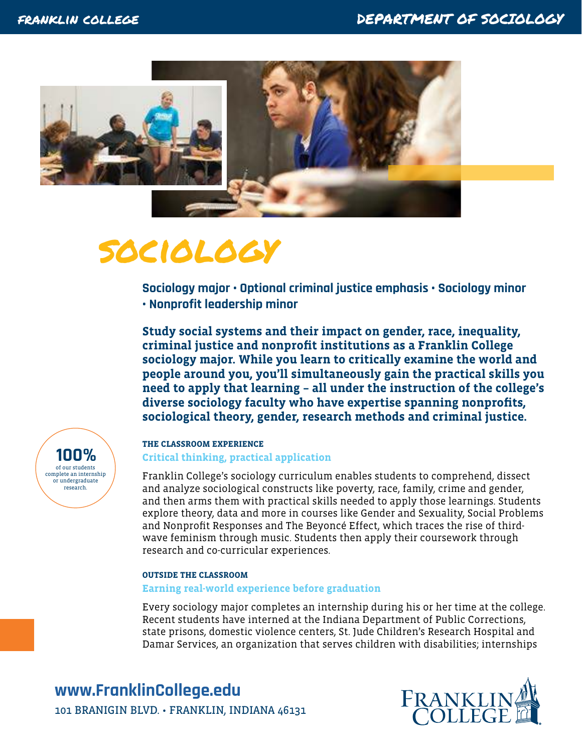# SOCIOLOGY

**Sociology major • Optional criminal justice emphasis • Sociology minor • Nonprofit leadership minor**

**Study social systems and their impact on gender, race, inequality, criminal justice and nonprofit institutions as a Franklin College sociology major. While you learn to critically examine the world and people around you, you'll simultaneously gain the practical skills you need to apply that learning – all under the instruction of the college's diverse sociology faculty who have expertise spanning nonprofits, sociological theory, gender, research methods and criminal justice.**

**100%** of our students complete an internship or undergraduate research.

### THE CLASSROOM EXPERIENCE

**Critical thinking, practical application**

Franklin College's sociology curriculum enables students to comprehend, dissect and analyze sociological constructs like poverty, race, family, crime and gender, and then arms them with practical skills needed to apply those learnings. Students explore theory, data and more in courses like Gender and Sexuality, Social Problems and Nonprofit Responses and The Beyoncé Effect, which traces the rise of third-wave feminism through music. Students then apply their coursework through research and co-curricular experiences.

### OUTSIDE THE CLASSROOM

**Earning real-world experience before graduation**

Every sociology major completes an internship during his or her time at the college. Recent students have interned at the Indiana Department of Public Corrections, state prisons, domestic violence centers, St. Jude Children's Research Hospital and Damar Services, an organization that serves children with disabilities; internships

**www.FranklinCollege.edu**

101 BRANIGIN BLVD. • FRANKLIN, INDIANA 46131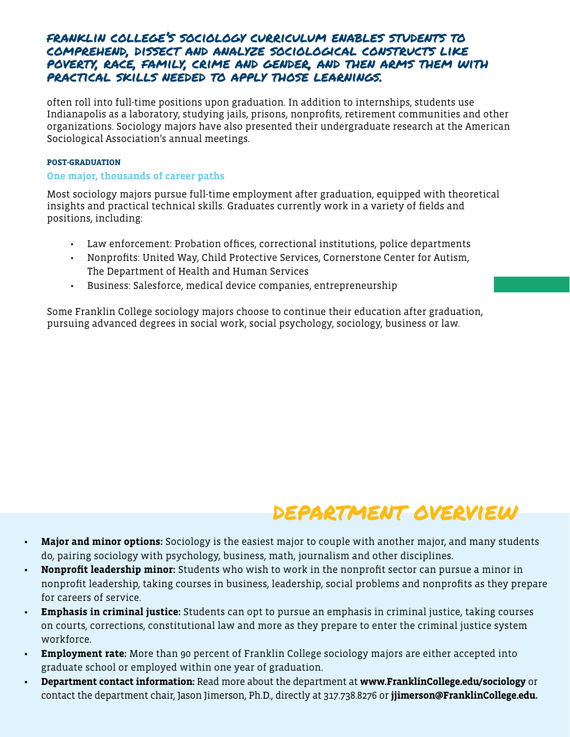## Franklin College's sociology curriculum enables students to comprehend, dissect and analyze sociological constructs like poverty, race, family, crime and gender, and then arms them with practical skills needed to apply those learnings.

often roll into full-time positions upon graduation. In addition to internships, students use Indianapolis as a laboratory, studying jails, prisons, nonprofits, retirement communities and other organizations. Sociology majors have also presented their undergraduate research at the American Sociological Association's annual meetings.

**POST-GRADUATION**

### One major, thousands of career paths

Most sociology majors pursue full-time employment after graduation, equipped with theoretical insights and practical technical skills. Graduates currently work in a variety of fields and positions, including:

- Law enforcement: Probation offices, correctional institutions, police departments
- Nonprofits: United Way, Child Protective Services, Cornerstone Center for Autism, The Department of Health and Human Services
- Business: Salesforce, medical device companies, entrepreneurship

Some Franklin College sociology majors choose to continue their education after graduation, pursuing advanced degrees in social work, social psychology, sociology, business or law.

## Department Overview

- **Major and minor options:** Sociology is the easiest major to couple with another major, and many students do, pairing sociology with psychology, business, math, journalism and other disciplines.
- **Nonprofit leadership minor:** Students who wish to work in the nonprofit sector can pursue a minor in nonprofit leadership, taking courses in business, leadership, social problems and nonprofits as they prepare for careers of service.
- **Emphasis in criminal justice:** Students can opt to pursue an emphasis in criminal justice, taking courses on courts, corrections, constitutional law and more as they prepare to enter the criminal justice system workforce.
- **Employment rate:** More than 90 percent of Franklin College sociology majors are either accepted into graduate school or employed within one year of graduation.
- **Department contact information:** Read more about the department at **www.FranklinCollege.edu/sociology** or contact the department chair, Jason Jimerson, Ph.D., directly at 317.738.8276 or **jjimerson@FranklinCollege.edu.**